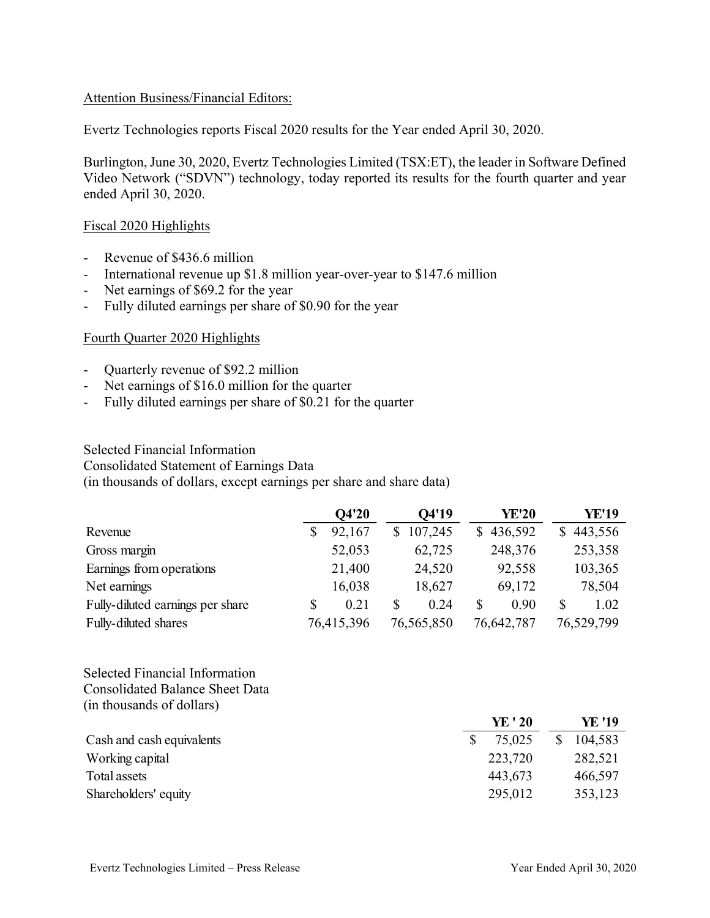Attention Business/Financial Editors:

Evertz Technologies reports Fiscal 2020 results for the Year ended April 30, 2020.

Burlington, June 30, 2020, Evertz Technologies Limited (TSX:ET), the leader in Software Defined Video Network ("SDVN") technology, today reported its results for the fourth quarter and year ended April 30, 2020.

Fiscal 2020 Highlights

- Revenue of $436.6 million
- International revenue up $1.8 million year-over-year to $147.6 million
- Net earnings of $69.2 for the year
- Fully diluted earnings per share of $0.90 for the year

Fourth Quarter 2020 Highlights

- Quarterly revenue of $92.2 million
- Net earnings of $16.0 million for the quarter
- Fully diluted earnings per share of $0.21 for the quarter

Selected Financial Information
Consolidated Statement of Earnings Data
(in thousands of dollars, except earnings per share and share data)

| | Q4'20 | Q4'19 | YE'20 | YE'19 |
|---|---|---|---|---|
| Revenue | $ 92,167 | $ 107,245 | $ 436,592 | $ 443,556 |
| Gross margin | 52,053 | 62,725 | 248,376 | 253,358 |
| Earnings from operations | 21,400 | 24,520 | 92,558 | 103,365 |
| Net earnings | 16,038 | 18,627 | 69,172 | 78,504 |
| Fully-diluted earnings per share | $ 0.21 | $ 0.24 | $ 0.90 | $ 1.02 |
| Fully-diluted shares | 76,415,396 | 76,565,850 | 76,642,787 | 76,529,799 |

Selected Financial Information
Consolidated Balance Sheet Data
(in thousands of dollars)

| | YE ' 20 | YE '19 |
|---|---|---|
| Cash and cash equivalents | $ 75,025 | $ 104,583 |
| Working capital | 223,720 | 282,521 |
| Total assets | 443,673 | 466,597 |
| Shareholders' equity | 295,012 | 353,123 |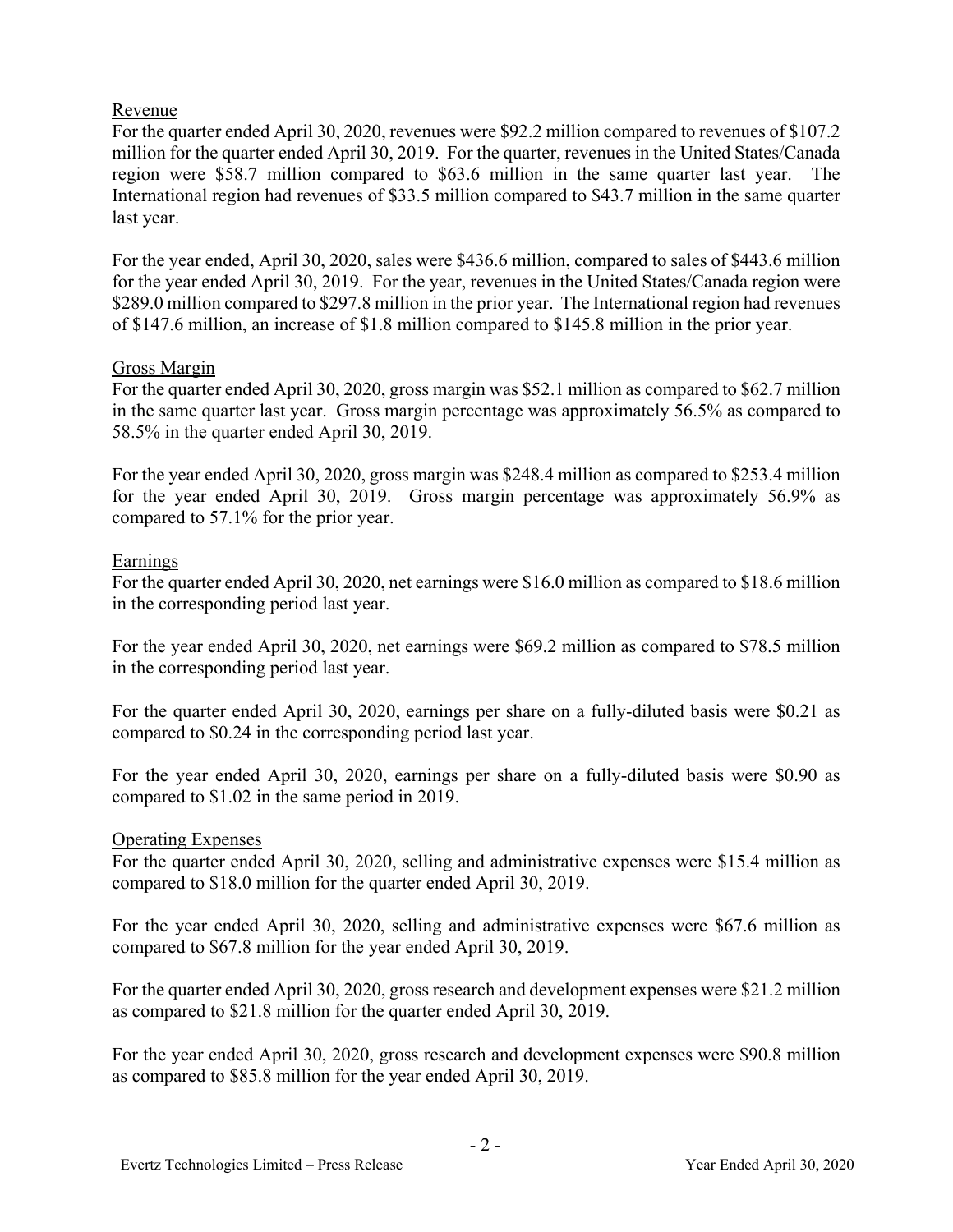## Revenue

For the quarter ended April 30, 2020, revenues were $92.2 million compared to revenues of $107.2 million for the quarter ended April 30, 2019. For the quarter, revenues in the United States/Canada region were $58.7 million compared to $63.6 million in the same quarter last year. The International region had revenues of $33.5 million compared to $43.7 million in the same quarter last year.

For the year ended, April 30, 2020, sales were $436.6 million, compared to sales of $443.6 million for the year ended April 30, 2019. For the year, revenues in the United States/Canada region were $289.0 million compared to $297.8 million in the prior year. The International region had revenues of $147.6 million, an increase of $1.8 million compared to $145.8 million in the prior year.

## Gross Margin

For the quarter ended April 30, 2020, gross margin was $52.1 million as compared to $62.7 million in the same quarter last year. Gross margin percentage was approximately 56.5% as compared to 58.5% in the quarter ended April 30, 2019.

For the year ended April 30, 2020, gross margin was $248.4 million as compared to $253.4 million for the year ended April 30, 2019. Gross margin percentage was approximately 56.9% as compared to 57.1% for the prior year.

## Earnings

For the quarter ended April 30, 2020, net earnings were $16.0 million as compared to $18.6 million in the corresponding period last year.

For the year ended April 30, 2020, net earnings were $69.2 million as compared to $78.5 million in the corresponding period last year.

For the quarter ended April 30, 2020, earnings per share on a fully-diluted basis were $0.21 as compared to $0.24 in the corresponding period last year.

For the year ended April 30, 2020, earnings per share on a fully-diluted basis were $0.90 as compared to $1.02 in the same period in 2019.

## Operating Expenses

For the quarter ended April 30, 2020, selling and administrative expenses were $15.4 million as compared to $18.0 million for the quarter ended April 30, 2019.

For the year ended April 30, 2020, selling and administrative expenses were $67.6 million as compared to $67.8 million for the year ended April 30, 2019.

For the quarter ended April 30, 2020, gross research and development expenses were $21.2 million as compared to $21.8 million for the quarter ended April 30, 2019.

For the year ended April 30, 2020, gross research and development expenses were $90.8 million as compared to $85.8 million for the year ended April 30, 2019.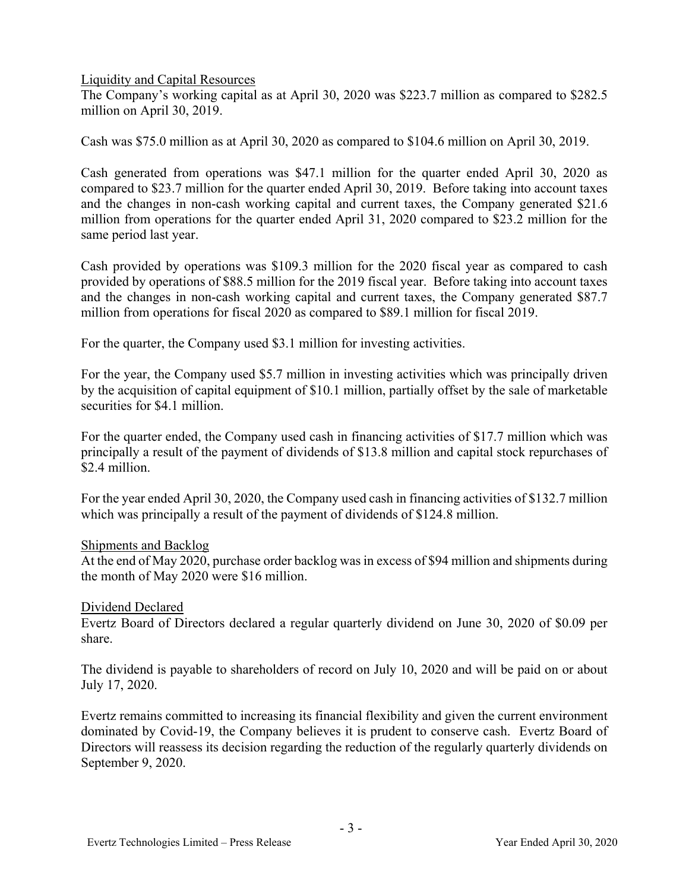## Liquidity and Capital Resources

The Company's working capital as at April 30, 2020 was $223.7 million as compared to $282.5 million on April 30, 2019.

Cash was $75.0 million as at April 30, 2020 as compared to $104.6 million on April 30, 2019.

Cash generated from operations was $47.1 million for the quarter ended April 30, 2020 as compared to $23.7 million for the quarter ended April 30, 2019. Before taking into account taxes and the changes in non-cash working capital and current taxes, the Company generated $21.6 million from operations for the quarter ended April 31, 2020 compared to $23.2 million for the same period last year.

Cash provided by operations was $109.3 million for the 2020 fiscal year as compared to cash provided by operations of $88.5 million for the 2019 fiscal year. Before taking into account taxes and the changes in non-cash working capital and current taxes, the Company generated $87.7 million from operations for fiscal 2020 as compared to $89.1 million for fiscal 2019.

For the quarter, the Company used $3.1 million for investing activities.

For the year, the Company used $5.7 million in investing activities which was principally driven by the acquisition of capital equipment of $10.1 million, partially offset by the sale of marketable securities for $4.1 million.

For the quarter ended, the Company used cash in financing activities of $17.7 million which was principally a result of the payment of dividends of $13.8 million and capital stock repurchases of $2.4 million.

For the year ended April 30, 2020, the Company used cash in financing activities of $132.7 million which was principally a result of the payment of dividends of $124.8 million.

## Shipments and Backlog

At the end of May 2020, purchase order backlog was in excess of $94 million and shipments during the month of May 2020 were $16 million.

## Dividend Declared

Evertz Board of Directors declared a regular quarterly dividend on June 30, 2020 of $0.09 per share.

The dividend is payable to shareholders of record on July 10, 2020 and will be paid on or about July 17, 2020.

Evertz remains committed to increasing its financial flexibility and given the current environment dominated by Covid-19, the Company believes it is prudent to conserve cash. Evertz Board of Directors will reassess its decision regarding the reduction of the regularly quarterly dividends on September 9, 2020.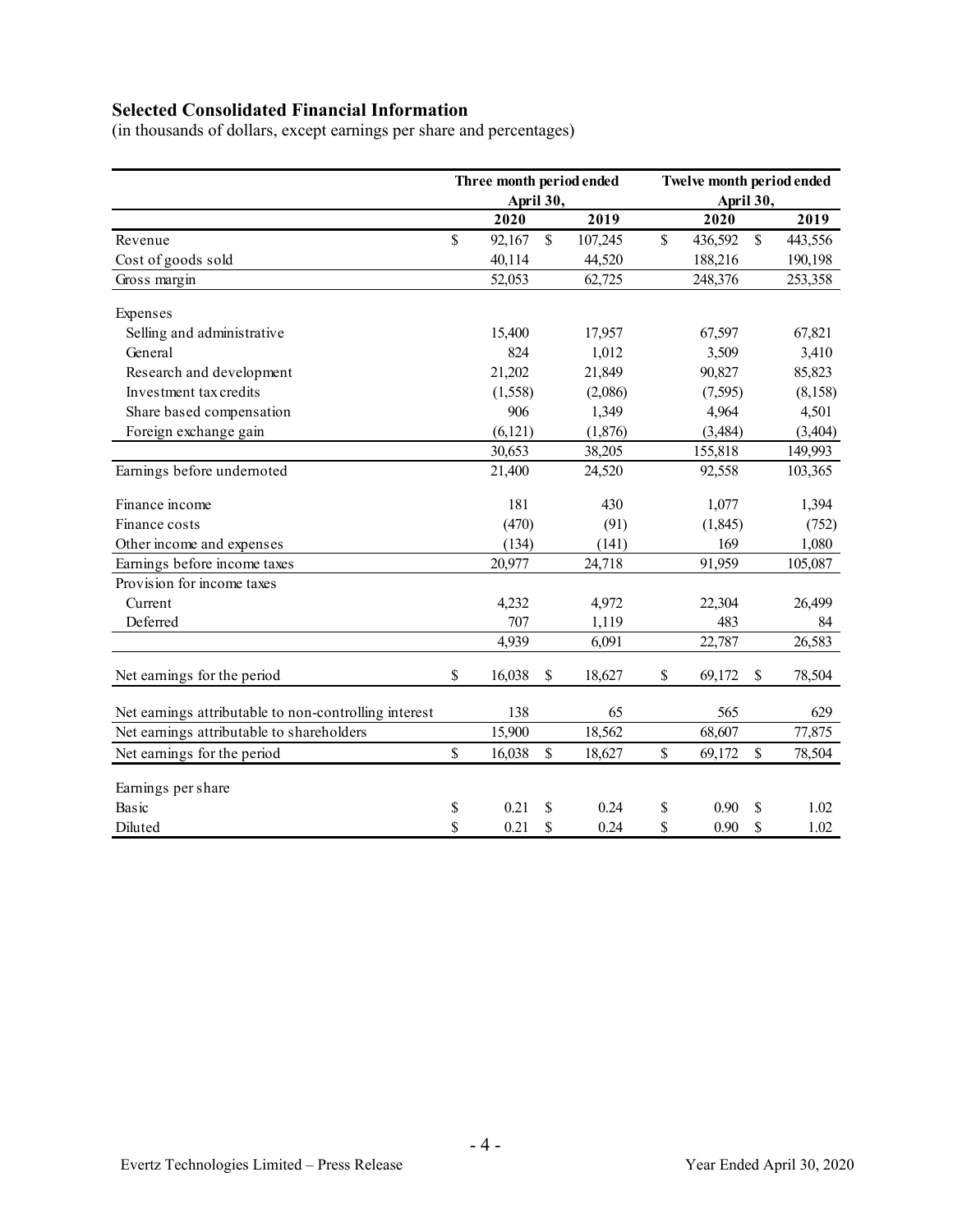## Selected Consolidated Financial Information

(in thousands of dollars, except earnings per share and percentages)

| | Three month period ended April 30, | | Twelve month period ended April 30, | |
|---|---|---|---|---|
| | 2020 | 2019 | 2020 | 2019 |
| Revenue | $ 92,167 | $ 107,245 | $ 436,592 | $ 443,556 |
| Cost of goods sold | 40,114 | 44,520 | 188,216 | 190,198 |
| Gross margin | 52,053 | 62,725 | 248,376 | 253,358 |
| Expenses | | | | |
| Selling and administrative | 15,400 | 17,957 | 67,597 | 67,821 |
| General | 824 | 1,012 | 3,509 | 3,410 |
| Research and development | 21,202 | 21,849 | 90,827 | 85,823 |
| Investment tax credits | (1,558) | (2,086) | (7,595) | (8,158) |
| Share based compensation | 906 | 1,349 | 4,964 | 4,501 |
| Foreign exchange gain | (6,121) | (1,876) | (3,484) | (3,404) |
| | 30,653 | 38,205 | 155,818 | 149,993 |
| Earnings before undernoted | 21,400 | 24,520 | 92,558 | 103,365 |
| Finance income | 181 | 430 | 1,077 | 1,394 |
| Finance costs | (470) | (91) | (1,845) | (752) |
| Other income and expenses | (134) | (141) | 169 | 1,080 |
| Earnings before income taxes | 20,977 | 24,718 | 91,959 | 105,087 |
| Provision for income taxes | | | | |
| Current | 4,232 | 4,972 | 22,304 | 26,499 |
| Deferred | 707 | 1,119 | 483 | 84 |
| | 4,939 | 6,091 | 22,787 | 26,583 |
| Net earnings for the period | $ 16,038 | $ 18,627 | $ 69,172 | $ 78,504 |
| Net earnings attributable to non-controlling interest | 138 | 65 | 565 | 629 |
| Net earnings attributable to shareholders | 15,900 | 18,562 | 68,607 | 77,875 |
| Net earnings for the period | $ 16,038 | $ 18,627 | $ 69,172 | $ 78,504 |
| Earnings per share | | | | |
| Basic | $ 0.21 | $ 0.24 | $ 0.90 | $ 1.02 |
| Diluted | $ 0.21 | $ 0.24 | $ 0.90 | $ 1.02 |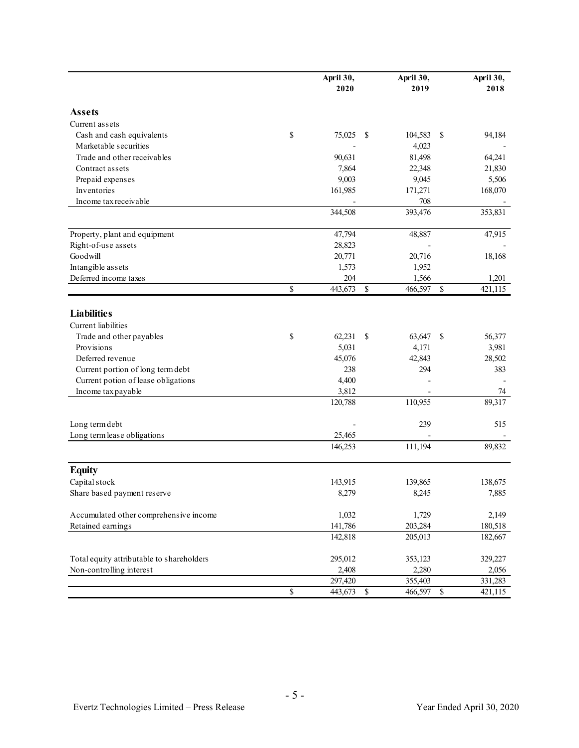| | | April 30, 2020 | | April 30, 2019 | | April 30, 2018 |
|---|---|---|---|---|---|---|
| **Assets** | | | | | | |
| Current assets | | | | | | |
| Cash and cash equivalents | $ | 75,025 | $ | 104,583 | $ | 94,184 |
| Marketable securities | | - | | 4,023 | | - |
| Trade and other receivables | | 90,631 | | 81,498 | | 64,241 |
| Contract assets | | 7,864 | | 22,348 | | 21,830 |
| Prepaid expenses | | 9,003 | | 9,045 | | 5,506 |
| Inventories | | 161,985 | | 171,271 | | 168,070 |
| Income tax receivable | | - | | 708 | | - |
| | | 344,508 | | 393,476 | | 353,831 |
| Property, plant and equipment | | 47,794 | | 48,887 | | 47,915 |
| Right-of-use assets | | 28,823 | | - | | - |
| Goodwill | | 20,771 | | 20,716 | | 18,168 |
| Intangible assets | | 1,573 | | 1,952 | | |
| Deferred income taxes | | 204 | | 1,566 | | 1,201 |
| | $ | 443,673 | $ | 466,597 | $ | 421,115 |
| **Liabilities** | | | | | | |
| Current liabilities | | | | | | |
| Trade and other payables | $ | 62,231 | $ | 63,647 | $ | 56,377 |
| Provisions | | 5,031 | | 4,171 | | 3,981 |
| Deferred revenue | | 45,076 | | 42,843 | | 28,502 |
| Current portion of long term debt | | 238 | | 294 | | 383 |
| Current potion of lease obligations | | 4,400 | | - | | - |
| Income tax payable | | 3,812 | | - | | 74 |
| | | 120,788 | | 110,955 | | 89,317 |
| Long term debt | | - | | 239 | | 515 |
| Long term lease obligations | | 25,465 | | - | | - |
| | | 146,253 | | 111,194 | | 89,832 |
| **Equity** | | | | | | |
| Capital stock | | 143,915 | | 139,865 | | 138,675 |
| Share based payment reserve | | 8,279 | | 8,245 | | 7,885 |
| Accumulated other comprehensive income | | 1,032 | | 1,729 | | 2,149 |
| Retained earnings | | 141,786 | | 203,284 | | 180,518 |
| | | 142,818 | | 205,013 | | 182,667 |
| Total equity attributable to shareholders | | 295,012 | | 353,123 | | 329,227 |
| Non-controlling interest | | 2,408 | | 2,280 | | 2,056 |
| | | 297,420 | | 355,403 | | 331,283 |
| | $ | 443,673 | $ | 466,597 | $ | 421,115 |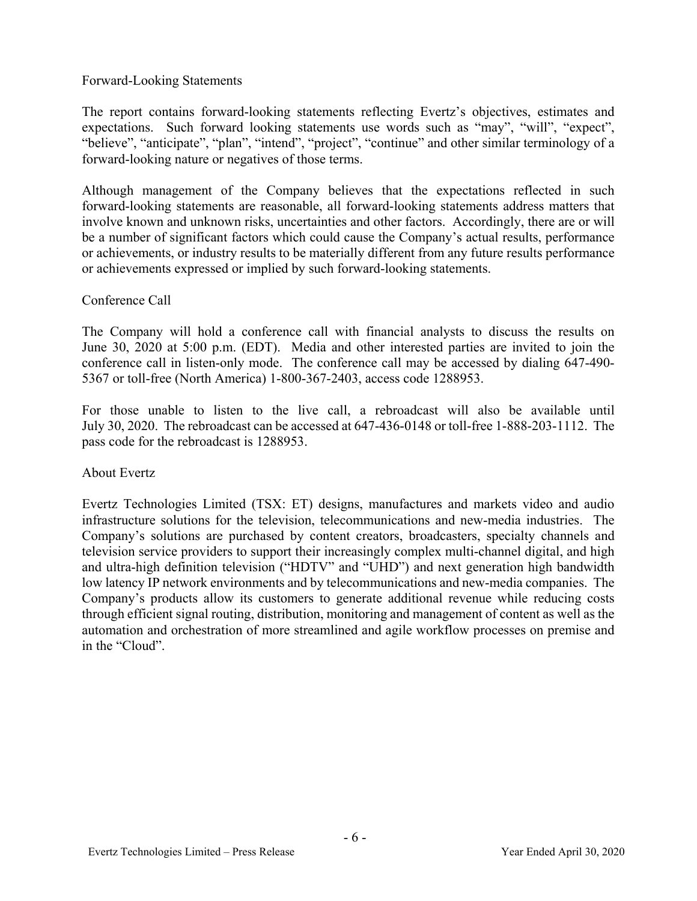## Forward-Looking Statements

The report contains forward-looking statements reflecting Evertz's objectives, estimates and expectations. Such forward looking statements use words such as "may", "will", "expect", "believe", "anticipate", "plan", "intend", "project", "continue" and other similar terminology of a forward-looking nature or negatives of those terms.

Although management of the Company believes that the expectations reflected in such forward-looking statements are reasonable, all forward-looking statements address matters that involve known and unknown risks, uncertainties and other factors. Accordingly, there are or will be a number of significant factors which could cause the Company's actual results, performance or achievements, or industry results to be materially different from any future results performance or achievements expressed or implied by such forward-looking statements.

## Conference Call

The Company will hold a conference call with financial analysts to discuss the results on June 30, 2020 at 5:00 p.m. (EDT). Media and other interested parties are invited to join the conference call in listen-only mode. The conference call may be accessed by dialing 647-490-5367 or toll-free (North America) 1-800-367-2403, access code 1288953.

For those unable to listen to the live call, a rebroadcast will also be available until July 30, 2020. The rebroadcast can be accessed at 647-436-0148 or toll-free 1-888-203-1112. The pass code for the rebroadcast is 1288953.

## About Evertz

Evertz Technologies Limited (TSX: ET) designs, manufactures and markets video and audio infrastructure solutions for the television, telecommunications and new-media industries. The Company's solutions are purchased by content creators, broadcasters, specialty channels and television service providers to support their increasingly complex multi-channel digital, and high and ultra-high definition television ("HDTV" and "UHD") and next generation high bandwidth low latency IP network environments and by telecommunications and new-media companies. The Company's products allow its customers to generate additional revenue while reducing costs through efficient signal routing, distribution, monitoring and management of content as well as the automation and orchestration of more streamlined and agile workflow processes on premise and in the "Cloud".